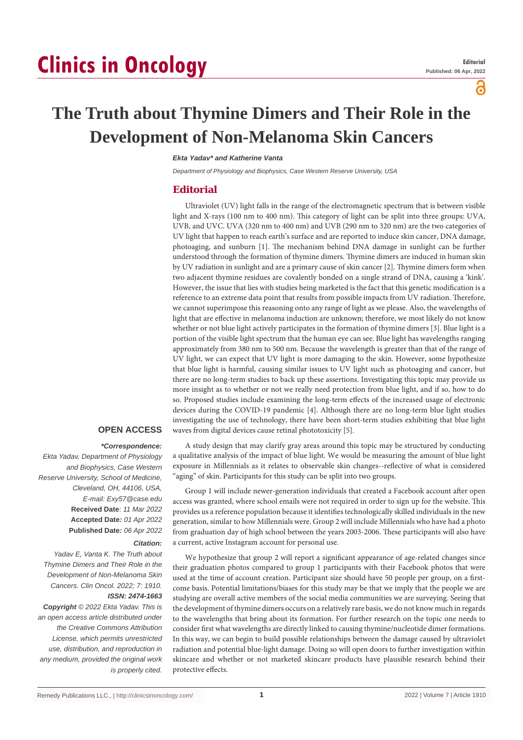# Clinics in Oncology

**Editorial**
**Published: 06 Apr, 2022**

# The Truth about Thymine Dimers and Their Role in the Development of Non-Melanoma Skin Cancers

***Ekta Yadav\* and Katherine Vanta***

*Department of Physiology and Biophysics, Case Western Reserve University, USA*

## Editorial

Ultraviolet (UV) light falls in the range of the electromagnetic spectrum that is between visible light and X-rays (100 nm to 400 nm). This category of light can be split into three groups: UVA, UVB, and UVC. UVA (320 nm to 400 nm) and UVB (290 nm to 320 nm) are the two categories of UV light that happen to reach earth's surface and are reported to induce skin cancer, DNA damage, photoaging, and sunburn [1]. The mechanism behind DNA damage in sunlight can be further understood through the formation of thymine dimers. Thymine dimers are induced in human skin by UV radiation in sunlight and are a primary cause of skin cancer [2]. Thymine dimers form when two adjacent thymine residues are covalently bonded on a single strand of DNA, causing a 'kink'. However, the issue that lies with studies being marketed is the fact that this genetic modification is a reference to an extreme data point that results from possible impacts from UV radiation. Therefore, we cannot superimpose this reasoning onto any range of light as we please. Also, the wavelengths of light that are effective in melanoma induction are unknown; therefore, we most likely do not know whether or not blue light actively participates in the formation of thymine dimers [3]. Blue light is a portion of the visible light spectrum that the human eye can see. Blue light has wavelengths ranging approximately from 380 nm to 500 nm. Because the wavelength is greater than that of the range of UV light, we can expect that UV light is more damaging to the skin. However, some hypothesize that blue light is harmful, causing similar issues to UV light such as photoaging and cancer, but there are no long-term studies to back up these assertions. Investigating this topic may provide us more insight as to whether or not we really need protection from blue light, and if so, how to do so. Proposed studies include examining the long-term effects of the increased usage of electronic devices during the COVID-19 pandemic [4]. Although there are no long-term blue light studies investigating the use of technology, there have been short-term studies exhibiting that blue light waves from digital devices cause retinal phototoxicity [5].

A study design that may clarify gray areas around this topic may be structured by conducting a qualitative analysis of the impact of blue light. We would be measuring the amount of blue light exposure in Millennials as it relates to observable skin changes--reflective of what is considered "aging" of skin. Participants for this study can be split into two groups.

Group 1 will include newer-generation individuals that created a Facebook account after open access was granted, where school emails were not required in order to sign up for the website. This provides us a reference population because it identifies technologically skilled individuals in the new generation, similar to how Millennials were. Group 2 will include Millennials who have had a photo from graduation day of high school between the years 2003-2006. These participants will also have a current, active Instagram account for personal use.

We hypothesize that group 2 will report a significant appearance of age-related changes since their graduation photos compared to group 1 participants with their Facebook photos that were used at the time of account creation. Participant size should have 50 people per group, on a first-come basis. Potential limitations/biases for this study may be that we imply that the people we are studying are overall active members of the social media communities we are surveying. Seeing that the development of thymine dimers occurs on a relatively rare basis, we do not know much in regards to the wavelengths that bring about its formation. For further research on the topic one needs to consider first what wavelengths are directly linked to causing thymine/nucleotide dimer formations. In this way, we can begin to build possible relationships between the damage caused by ultraviolet radiation and potential blue-light damage. Doing so will open doors to further investigation within skincare and whether or not marketed skincare products have plausible research behind their protective effects.

**OPEN ACCESS**

***\*Correspondence:***
*Ekta Yadav, Department of Physiology and Biophysics, Case Western Reserve University, School of Medicine, Cleveland, OH, 44106, USA,*
*E-mail: Exy57@case.edu*
**Received Date**: *11 Mar 2022*
**Accepted Date**: *01 Apr 2022*
**Published Date**: *06 Apr 2022*

***Citation:***
*Yadav E, Vanta K. The Truth about Thymine Dimers and Their Role in the Development of Non-Melanoma Skin Cancers. Clin Oncol. 2022; 7: 1910.*
***ISSN: 2474-1663***

***Copyright** © 2022 Ekta Yadav. This is an open access article distributed under the Creative Commons Attribution License, which permits unrestricted use, distribution, and reproduction in any medium, provided the original work is properly cited.*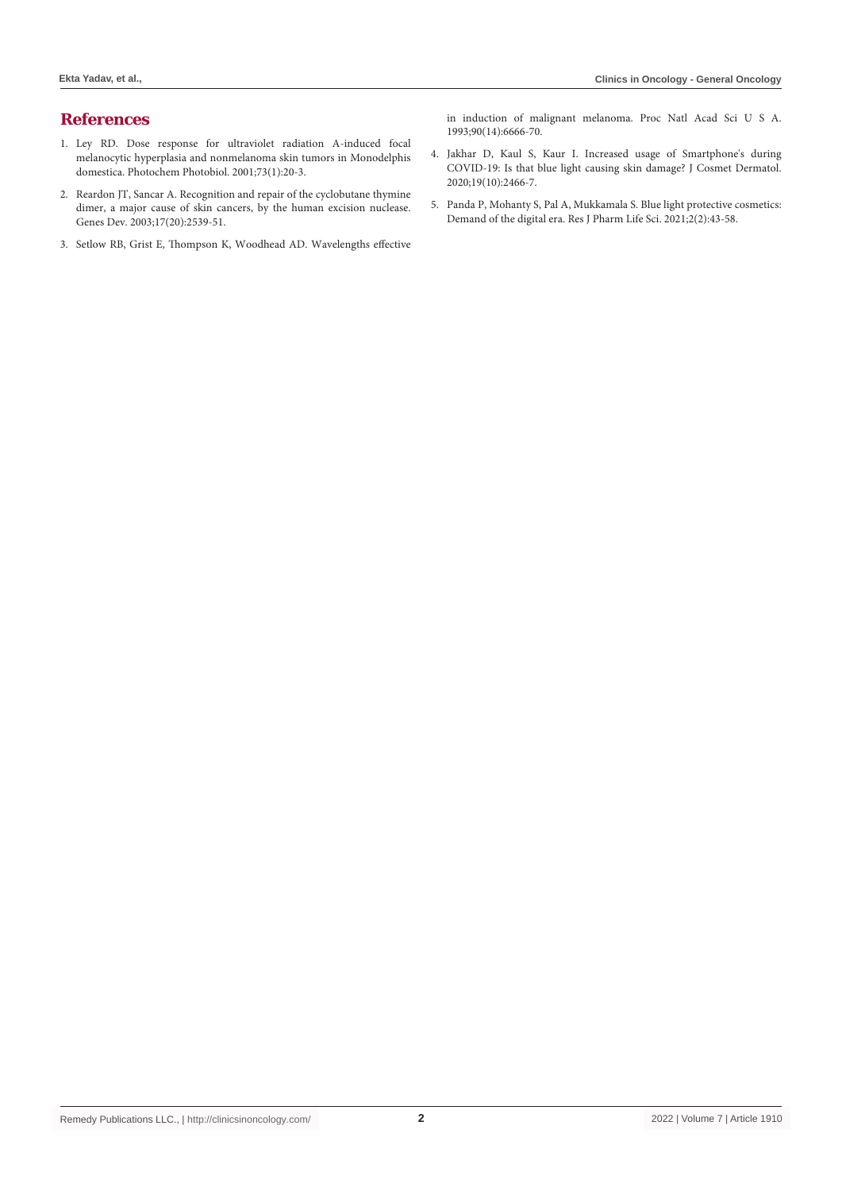## References

1. Ley RD. Dose response for ultraviolet radiation A-induced focal melanocytic hyperplasia and nonmelanoma skin tumors in Monodelphis domestica. Photochem Photobiol. 2001;73(1):20-3.
2. Reardon JT, Sancar A. Recognition and repair of the cyclobutane thymine dimer, a major cause of skin cancers, by the human excision nuclease. Genes Dev. 2003;17(20):2539-51.
3. Setlow RB, Grist E, Thompson K, Woodhead AD. Wavelengths effective in induction of malignant melanoma. Proc Natl Acad Sci U S A. 1993;90(14):6666-70.
4. Jakhar D, Kaul S, Kaur I. Increased usage of Smartphone's during COVID-19: Is that blue light causing skin damage? J Cosmet Dermatol. 2020;19(10):2466-7.
5. Panda P, Mohanty S, Pal A, Mukkamala S. Blue light protective cosmetics: Demand of the digital era. Res J Pharm Life Sci. 2021;2(2):43-58.